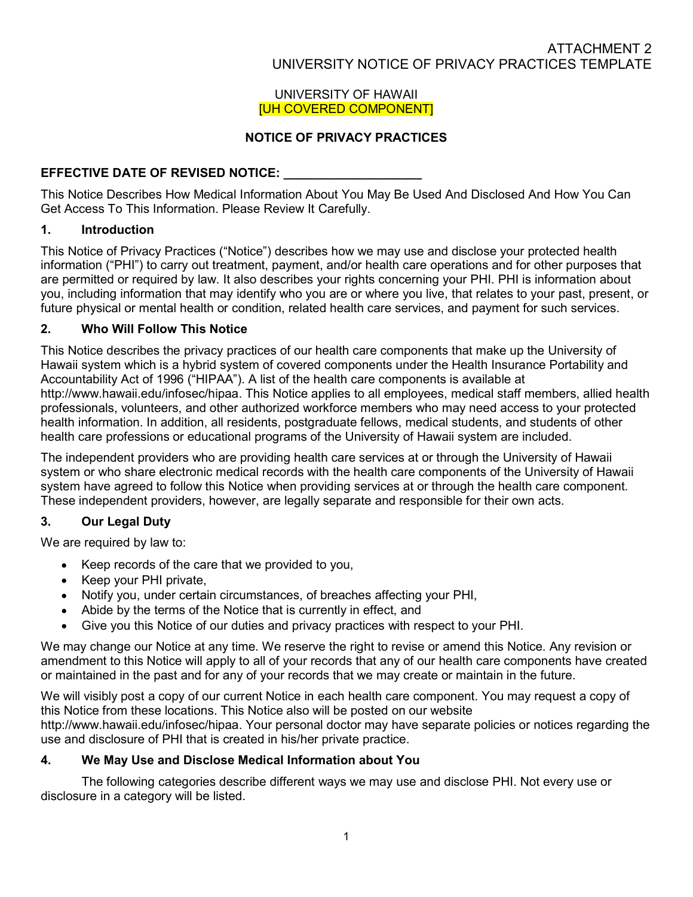ATTACHMENT 2
UNIVERSITY NOTICE OF PRIVACY PRACTICES TEMPLATE

UNIVERSITY OF HAWAII
[UH COVERED COMPONENT]

# NOTICE OF PRIVACY PRACTICES

**EFFECTIVE DATE OF REVISED NOTICE: ____________________**

This Notice Describes How Medical Information About You May Be Used And Disclosed And How You Can Get Access To This Information. Please Review It Carefully.

## 1. Introduction

This Notice of Privacy Practices ("Notice") describes how we may use and disclose your protected health information ("PHI") to carry out treatment, payment, and/or health care operations and for other purposes that are permitted or required by law. It also describes your rights concerning your PHI. PHI is information about you, including information that may identify who you are or where you live, that relates to your past, present, or future physical or mental health or condition, related health care services, and payment for such services.

## 2. Who Will Follow This Notice

This Notice describes the privacy practices of our health care components that make up the University of Hawaii system which is a hybrid system of covered components under the Health Insurance Portability and Accountability Act of 1996 ("HIPAA"). A list of the health care components is available at http://www.hawaii.edu/infosec/hipaa. This Notice applies to all employees, medical staff members, allied health professionals, volunteers, and other authorized workforce members who may need access to your protected health information. In addition, all residents, postgraduate fellows, medical students, and students of other health care professions or educational programs of the University of Hawaii system are included.

The independent providers who are providing health care services at or through the University of Hawaii system or who share electronic medical records with the health care components of the University of Hawaii system have agreed to follow this Notice when providing services at or through the health care component. These independent providers, however, are legally separate and responsible for their own acts.

## 3. Our Legal Duty

We are required by law to:

- Keep records of the care that we provided to you,
- Keep your PHI private,
- Notify you, under certain circumstances, of breaches affecting your PHI,
- Abide by the terms of the Notice that is currently in effect, and
- Give you this Notice of our duties and privacy practices with respect to your PHI.

We may change our Notice at any time. We reserve the right to revise or amend this Notice. Any revision or amendment to this Notice will apply to all of your records that any of our health care components have created or maintained in the past and for any of your records that we may create or maintain in the future.

We will visibly post a copy of our current Notice in each health care component. You may request a copy of this Notice from these locations. This Notice also will be posted on our website http://www.hawaii.edu/infosec/hipaa. Your personal doctor may have separate policies or notices regarding the use and disclosure of PHI that is created in his/her private practice.

## 4. We May Use and Disclose Medical Information about You

The following categories describe different ways we may use and disclose PHI. Not every use or disclosure in a category will be listed.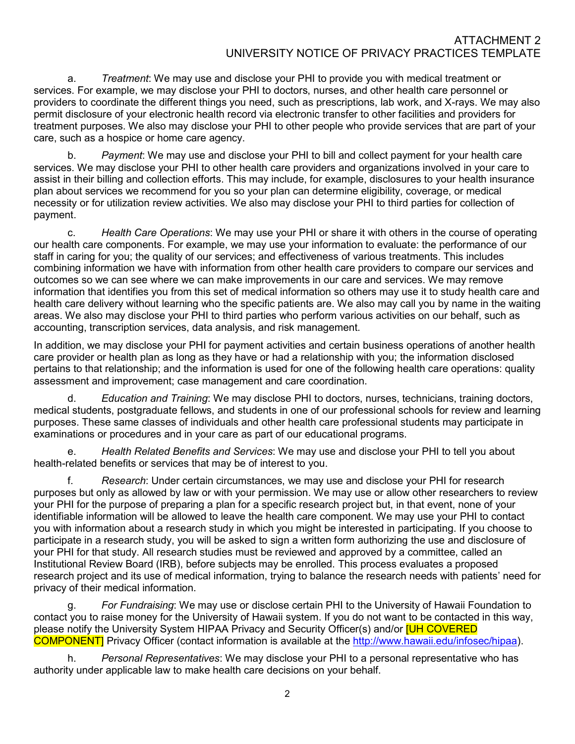a. *Treatment*: We may use and disclose your PHI to provide you with medical treatment or services. For example, we may disclose your PHI to doctors, nurses, and other health care personnel or providers to coordinate the different things you need, such as prescriptions, lab work, and X-rays. We may also permit disclosure of your electronic health record via electronic transfer to other facilities and providers for treatment purposes. We also may disclose your PHI to other people who provide services that are part of your care, such as a hospice or home care agency.

b. *Payment*: We may use and disclose your PHI to bill and collect payment for your health care services. We may disclose your PHI to other health care providers and organizations involved in your care to assist in their billing and collection efforts. This may include, for example, disclosures to your health insurance plan about services we recommend for you so your plan can determine eligibility, coverage, or medical necessity or for utilization review activities. We also may disclose your PHI to third parties for collection of payment.

c. *Health Care Operations*: We may use your PHI or share it with others in the course of operating our health care components. For example, we may use your information to evaluate: the performance of our staff in caring for you; the quality of our services; and effectiveness of various treatments. This includes combining information we have with information from other health care providers to compare our services and outcomes so we can see where we can make improvements in our care and services. We may remove information that identifies you from this set of medical information so others may use it to study health care and health care delivery without learning who the specific patients are. We also may call you by name in the waiting areas. We also may disclose your PHI to third parties who perform various activities on our behalf, such as accounting, transcription services, data analysis, and risk management.

In addition, we may disclose your PHI for payment activities and certain business operations of another health care provider or health plan as long as they have or had a relationship with you; the information disclosed pertains to that relationship; and the information is used for one of the following health care operations: quality assessment and improvement; case management and care coordination.

d. *Education and Training*: We may disclose PHI to doctors, nurses, technicians, training doctors, medical students, postgraduate fellows, and students in one of our professional schools for review and learning purposes. These same classes of individuals and other health care professional students may participate in examinations or procedures and in your care as part of our educational programs.

e. *Health Related Benefits and Services*: We may use and disclose your PHI to tell you about health-related benefits or services that may be of interest to you.

f. *Research*: Under certain circumstances, we may use and disclose your PHI for research purposes but only as allowed by law or with your permission. We may use or allow other researchers to review your PHI for the purpose of preparing a plan for a specific research project but, in that event, none of your identifiable information will be allowed to leave the health care component. We may use your PHI to contact you with information about a research study in which you might be interested in participating. If you choose to participate in a research study, you will be asked to sign a written form authorizing the use and disclosure of your PHI for that study. All research studies must be reviewed and approved by a committee, called an Institutional Review Board (IRB), before subjects may be enrolled. This process evaluates a proposed research project and its use of medical information, trying to balance the research needs with patients' need for privacy of their medical information.

g. *For Fundraising*: We may use or disclose certain PHI to the University of Hawaii Foundation to contact you to raise money for the University of Hawaii system. If you do not want to be contacted in this way, please notify the University System HIPAA Privacy and Security Officer(s) and/or [UH COVERED COMPONENT] Privacy Officer (contact information is available at the http://www.hawaii.edu/infosec/hipaa).

h. *Personal Representatives*: We may disclose your PHI to a personal representative who has authority under applicable law to make health care decisions on your behalf.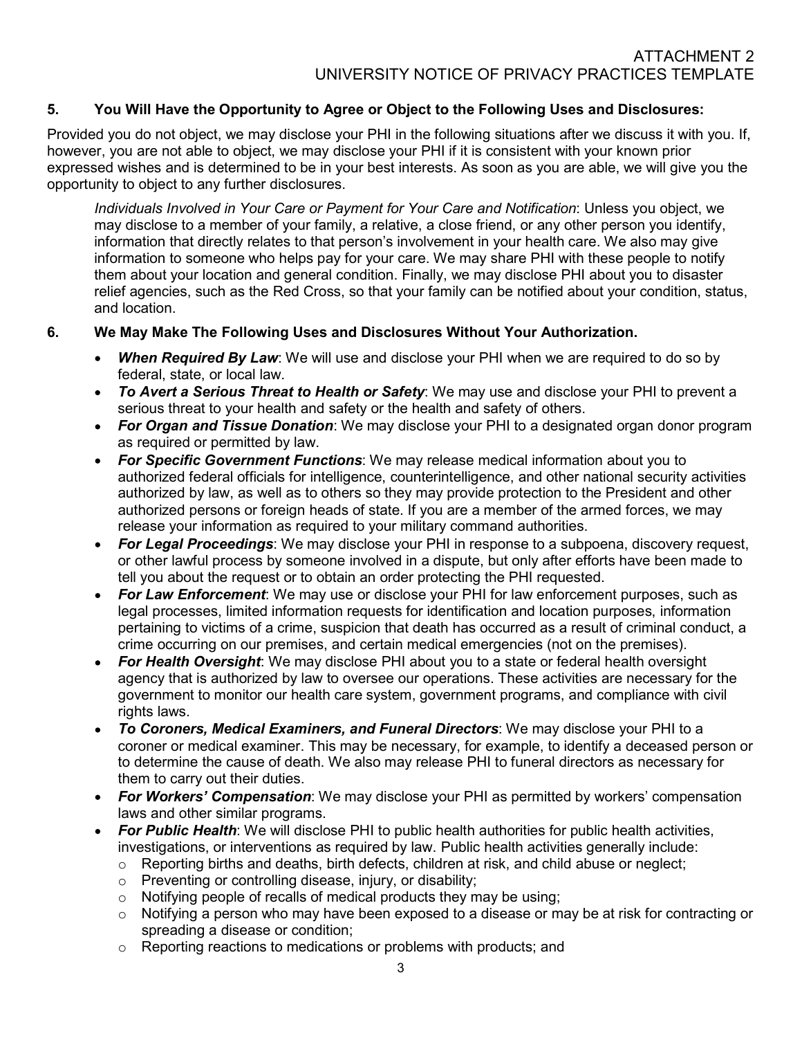## 5. You Will Have the Opportunity to Agree or Object to the Following Uses and Disclosures:

Provided you do not object, we may disclose your PHI in the following situations after we discuss it with you. If, however, you are not able to object, we may disclose your PHI if it is consistent with your known prior expressed wishes and is determined to be in your best interests. As soon as you are able, we will give you the opportunity to object to any further disclosures.

*Individuals Involved in Your Care or Payment for Your Care and Notification*: Unless you object, we may disclose to a member of your family, a relative, a close friend, or any other person you identify, information that directly relates to that person's involvement in your health care. We also may give information to someone who helps pay for your care. We may share PHI with these people to notify them about your location and general condition. Finally, we may disclose PHI about you to disaster relief agencies, such as the Red Cross, so that your family can be notified about your condition, status, and location.

## 6. We May Make The Following Uses and Disclosures Without Your Authorization.

- ***When Required By Law***: We will use and disclose your PHI when we are required to do so by federal, state, or local law.
- ***To Avert a Serious Threat to Health or Safety***: We may use and disclose your PHI to prevent a serious threat to your health and safety or the health and safety of others.
- ***For Organ and Tissue Donation***: We may disclose your PHI to a designated organ donor program as required or permitted by law.
- ***For Specific Government Functions***: We may release medical information about you to authorized federal officials for intelligence, counterintelligence, and other national security activities authorized by law, as well as to others so they may provide protection to the President and other authorized persons or foreign heads of state. If you are a member of the armed forces, we may release your information as required to your military command authorities.
- ***For Legal Proceedings***: We may disclose your PHI in response to a subpoena, discovery request, or other lawful process by someone involved in a dispute, but only after efforts have been made to tell you about the request or to obtain an order protecting the PHI requested.
- ***For Law Enforcement***: We may use or disclose your PHI for law enforcement purposes, such as legal processes, limited information requests for identification and location purposes, information pertaining to victims of a crime, suspicion that death has occurred as a result of criminal conduct, a crime occurring on our premises, and certain medical emergencies (not on the premises).
- ***For Health Oversight***: We may disclose PHI about you to a state or federal health oversight agency that is authorized by law to oversee our operations. These activities are necessary for the government to monitor our health care system, government programs, and compliance with civil rights laws.
- ***To Coroners, Medical Examiners, and Funeral Directors***: We may disclose your PHI to a coroner or medical examiner. This may be necessary, for example, to identify a deceased person or to determine the cause of death. We also may release PHI to funeral directors as necessary for them to carry out their duties.
- ***For Workers' Compensation***: We may disclose your PHI as permitted by workers' compensation laws and other similar programs.
- ***For Public Health***: We will disclose PHI to public health authorities for public health activities, investigations, or interventions as required by law. Public health activities generally include:
  - Reporting births and deaths, birth defects, children at risk, and child abuse or neglect;
  - Preventing or controlling disease, injury, or disability;
  - Notifying people of recalls of medical products they may be using;
  - Notifying a person who may have been exposed to a disease or may be at risk for contracting or spreading a disease or condition;
  - Reporting reactions to medications or problems with products; and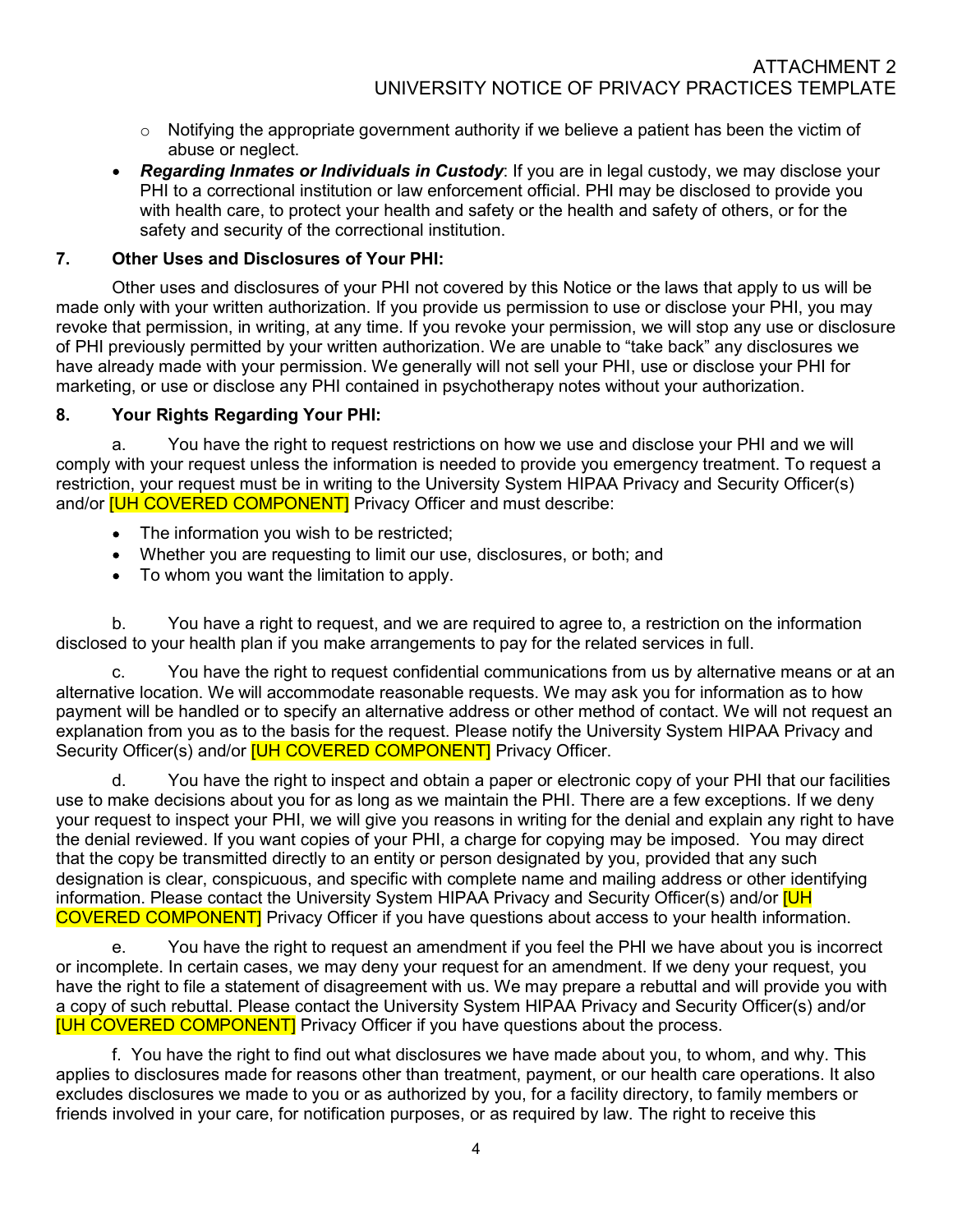- Notifying the appropriate government authority if we believe a patient has been the victim of abuse or neglect.

- ***Regarding Inmates or Individuals in Custody***: If you are in legal custody, we may disclose your PHI to a correctional institution or law enforcement official. PHI may be disclosed to provide you with health care, to protect your health and safety or the health and safety of others, or for the safety and security of the correctional institution.

**7. Other Uses and Disclosures of Your PHI:**

Other uses and disclosures of your PHI not covered by this Notice or the laws that apply to us will be made only with your written authorization. If you provide us permission to use or disclose your PHI, you may revoke that permission, in writing, at any time. If you revoke your permission, we will stop any use or disclosure of PHI previously permitted by your written authorization. We are unable to "take back" any disclosures we have already made with your permission. We generally will not sell your PHI, use or disclose your PHI for marketing, or use or disclose any PHI contained in psychotherapy notes without your authorization.

**8. Your Rights Regarding Your PHI:**

a. You have the right to request restrictions on how we use and disclose your PHI and we will comply with your request unless the information is needed to provide you emergency treatment. To request a restriction, your request must be in writing to the University System HIPAA Privacy and Security Officer(s) and/or [UH COVERED COMPONENT] Privacy Officer and must describe:

- The information you wish to be restricted;
- Whether you are requesting to limit our use, disclosures, or both; and
- To whom you want the limitation to apply.

b. You have a right to request, and we are required to agree to, a restriction on the information disclosed to your health plan if you make arrangements to pay for the related services in full.

c. You have the right to request confidential communications from us by alternative means or at an alternative location. We will accommodate reasonable requests. We may ask you for information as to how payment will be handled or to specify an alternative address or other method of contact. We will not request an explanation from you as to the basis for the request. Please notify the University System HIPAA Privacy and Security Officer(s) and/or [UH COVERED COMPONENT] Privacy Officer.

d. You have the right to inspect and obtain a paper or electronic copy of your PHI that our facilities use to make decisions about you for as long as we maintain the PHI. There are a few exceptions. If we deny your request to inspect your PHI, we will give you reasons in writing for the denial and explain any right to have the denial reviewed. If you want copies of your PHI, a charge for copying may be imposed. You may direct that the copy be transmitted directly to an entity or person designated by you, provided that any such designation is clear, conspicuous, and specific with complete name and mailing address or other identifying information. Please contact the University System HIPAA Privacy and Security Officer(s) and/or [UH COVERED COMPONENT] Privacy Officer if you have questions about access to your health information.

e. You have the right to request an amendment if you feel the PHI we have about you is incorrect or incomplete. In certain cases, we may deny your request for an amendment. If we deny your request, you have the right to file a statement of disagreement with us. We may prepare a rebuttal and will provide you with a copy of such rebuttal. Please contact the University System HIPAA Privacy and Security Officer(s) and/or [UH COVERED COMPONENT] Privacy Officer if you have questions about the process.

f. You have the right to find out what disclosures we have made about you, to whom, and why. This applies to disclosures made for reasons other than treatment, payment, or our health care operations. It also excludes disclosures we made to you or as authorized by you, for a facility directory, to family members or friends involved in your care, for notification purposes, or as required by law. The right to receive this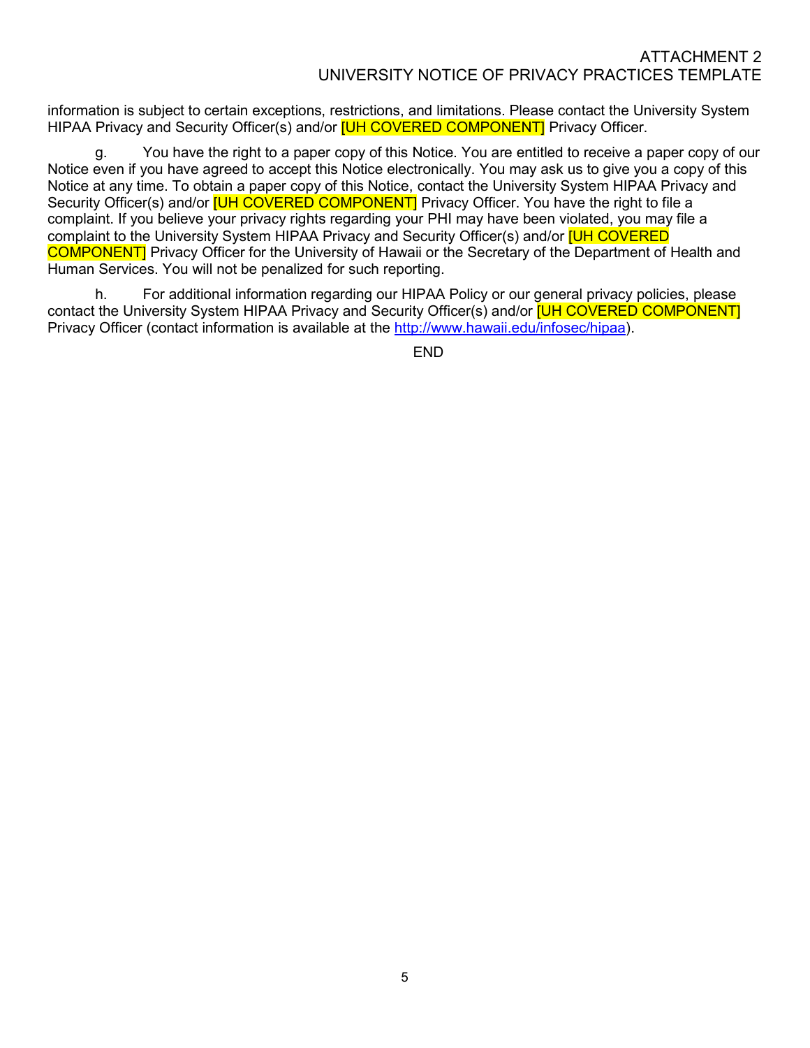information is subject to certain exceptions, restrictions, and limitations. Please contact the University System HIPAA Privacy and Security Officer(s) and/or [UH COVERED COMPONENT] Privacy Officer.

g. You have the right to a paper copy of this Notice. You are entitled to receive a paper copy of our Notice even if you have agreed to accept this Notice electronically. You may ask us to give you a copy of this Notice at any time. To obtain a paper copy of this Notice, contact the University System HIPAA Privacy and Security Officer(s) and/or [UH COVERED COMPONENT] Privacy Officer. You have the right to file a complaint. If you believe your privacy rights regarding your PHI may have been violated, you may file a complaint to the University System HIPAA Privacy and Security Officer(s) and/or [UH COVERED COMPONENT] Privacy Officer for the University of Hawaii or the Secretary of the Department of Health and Human Services. You will not be penalized for such reporting.

h. For additional information regarding our HIPAA Policy or our general privacy policies, please contact the University System HIPAA Privacy and Security Officer(s) and/or [UH COVERED COMPONENT] Privacy Officer (contact information is available at the http://www.hawaii.edu/infosec/hipaa).

END